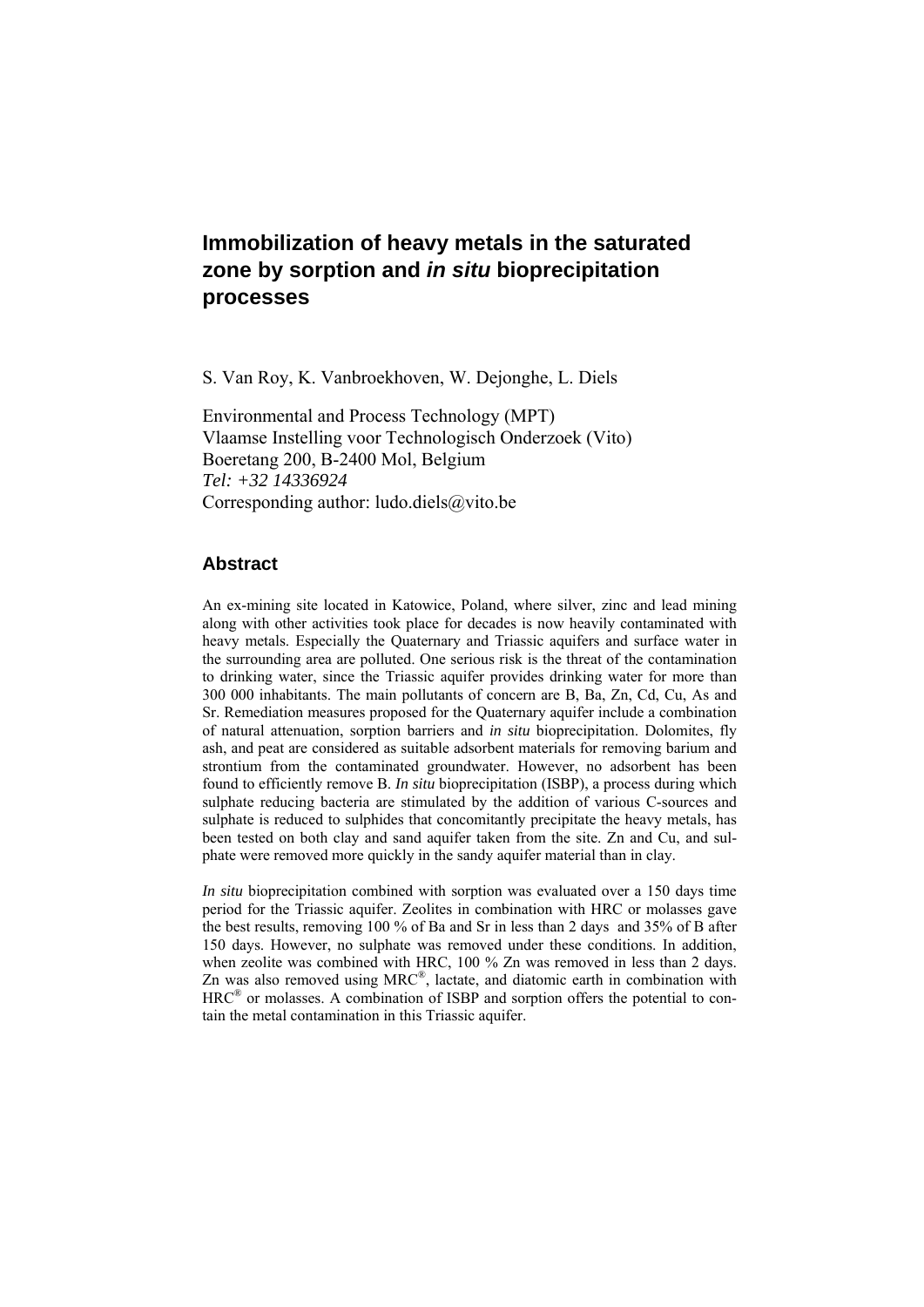# Immobilization of heavy metals in the saturated zone by sorption and *in situ* bioprecipitation processes

S. Van Roy, K. Vanbroekhoven, W. Dejonghe, L. Diels

Environmental and Process Technology (MPT)  
Vlaamse Instelling voor Technologisch Onderzoek (Vito)  
Boeretang 200, B-2400 Mol, Belgium  
*Tel: +32 14336924*  
Corresponding author: ludo.diels@vito.be

## Abstract

An ex-mining site located in Katowice, Poland, where silver, zinc and lead mining along with other activities took place for decades is now heavily contaminated with heavy metals. Especially the Quaternary and Triassic aquifers and surface water in the surrounding area are polluted. One serious risk is the threat of the contamination to drinking water, since the Triassic aquifer provides drinking water for more than 300 000 inhabitants. The main pollutants of concern are B, Ba, Zn, Cd, Cu, As and Sr. Remediation measures proposed for the Quaternary aquifer include a combination of natural attenuation, sorption barriers and *in situ* bioprecipitation. Dolomites, fly ash, and peat are considered as suitable adsorbent materials for removing barium and strontium from the contaminated groundwater. However, no adsorbent has been found to efficiently remove B. *In situ* bioprecipitation (ISBP), a process during which sulphate reducing bacteria are stimulated by the addition of various C-sources and sulphate is reduced to sulphides that concomitantly precipitate the heavy metals, has been tested on both clay and sand aquifer taken from the site. Zn and Cu, and sulphate were removed more quickly in the sandy aquifer material than in clay.

*In situ* bioprecipitation combined with sorption was evaluated over a 150 days time period for the Triassic aquifer. Zeolites in combination with HRC or molasses gave the best results, removing 100 % of Ba and Sr in less than 2 days and 35% of B after 150 days. However, no sulphate was removed under these conditions. In addition, when zeolite was combined with HRC, 100 % Zn was removed in less than 2 days. Zn was also removed using MRC®, lactate, and diatomic earth in combination with HRC® or molasses. A combination of ISBP and sorption offers the potential to contain the metal contamination in this Triassic aquifer.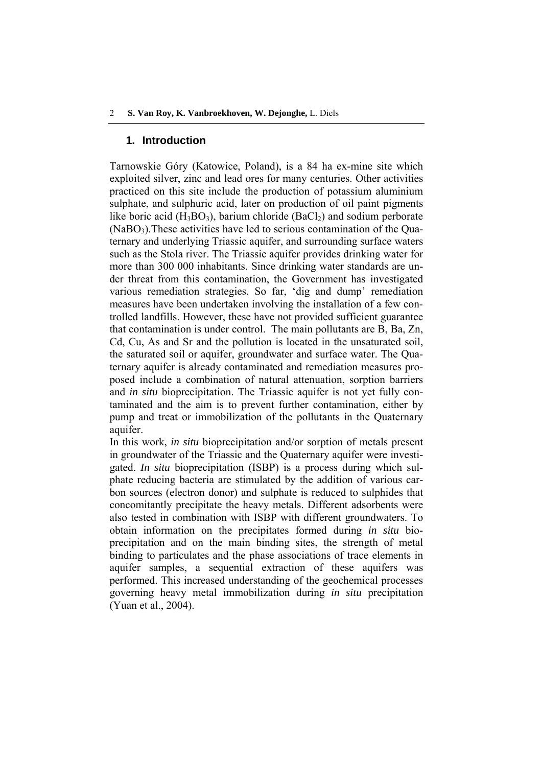## 1. Introduction

Tarnowskie Góry (Katowice, Poland), is a 84 ha ex-mine site which exploited silver, zinc and lead ores for many centuries. Other activities practiced on this site include the production of potassium aluminium sulphate, and sulphuric acid, later on production of oil paint pigments like boric acid ($H_3BO_3$), barium chloride ($BaCl_2$) and sodium perborate ($NaBO_3$).These activities have led to serious contamination of the Quaternary and underlying Triassic aquifer, and surrounding surface waters such as the Stola river. The Triassic aquifer provides drinking water for more than 300 000 inhabitants. Since drinking water standards are under threat from this contamination, the Government has investigated various remediation strategies. So far, 'dig and dump' remediation measures have been undertaken involving the installation of a few controlled landfills. However, these have not provided sufficient guarantee that contamination is under control. The main pollutants are B, Ba, Zn, Cd, Cu, As and Sr and the pollution is located in the unsaturated soil, the saturated soil or aquifer, groundwater and surface water. The Quaternary aquifer is already contaminated and remediation measures proposed include a combination of natural attenuation, sorption barriers and *in situ* bioprecipitation. The Triassic aquifer is not yet fully contaminated and the aim is to prevent further contamination, either by pump and treat or immobilization of the pollutants in the Quaternary aquifer.

In this work, *in situ* bioprecipitation and/or sorption of metals present in groundwater of the Triassic and the Quaternary aquifer were investigated. *In situ* bioprecipitation (ISBP) is a process during which sulphate reducing bacteria are stimulated by the addition of various carbon sources (electron donor) and sulphate is reduced to sulphides that concomitantly precipitate the heavy metals. Different adsorbents were also tested in combination with ISBP with different groundwaters. To obtain information on the precipitates formed during *in situ* bioprecipitation and on the main binding sites, the strength of metal binding to particulates and the phase associations of trace elements in aquifer samples, a sequential extraction of these aquifers was performed. This increased understanding of the geochemical processes governing heavy metal immobilization during *in situ* precipitation (Yuan et al., 2004).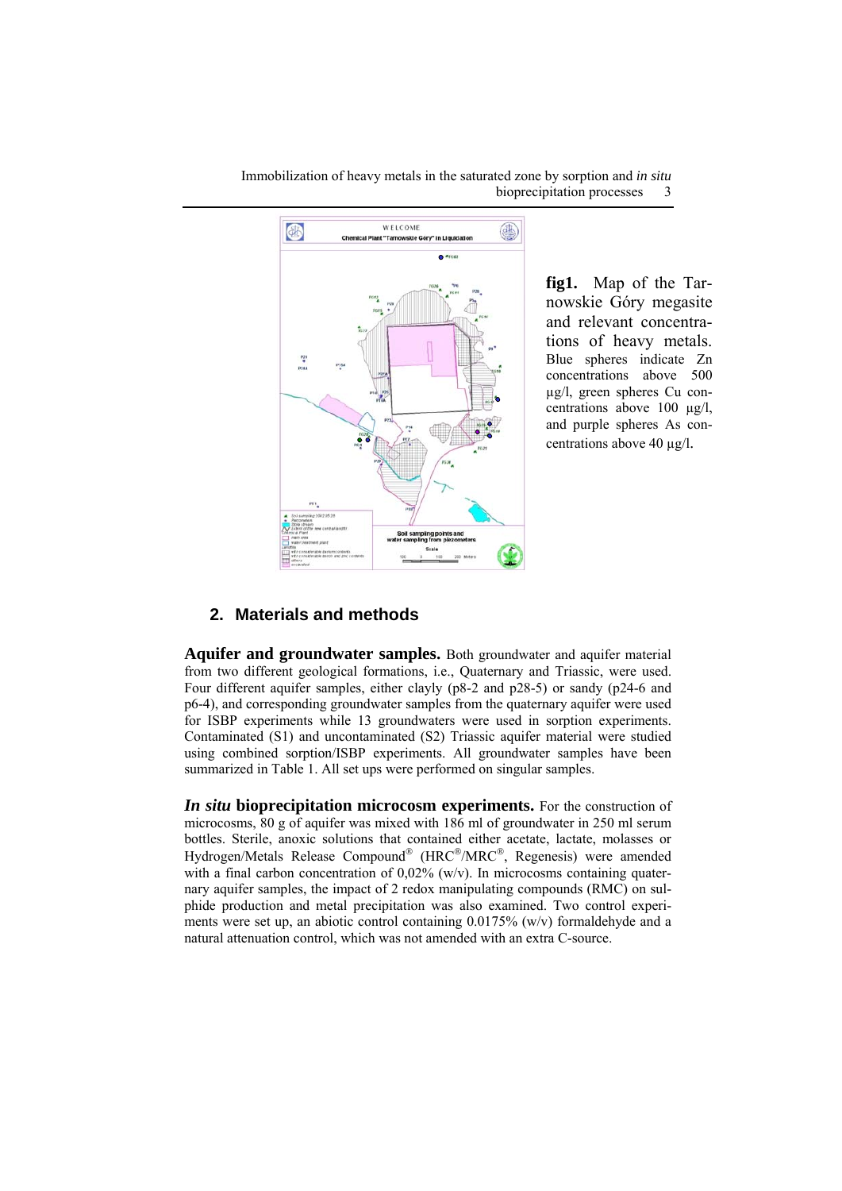fig1. Map of the Tarnowskie Góry megasite and relevant concentrations of heavy metals. Blue spheres indicate Zn concentrations above 500 µg/l, green spheres Cu concentrations above 100 µg/l, and purple spheres As concentrations above 40 µg/l.

## 2. Materials and methods

**Aquifer and groundwater samples.** Both groundwater and aquifer material from two different geological formations, i.e., Quaternary and Triassic, were used. Four different aquifer samples, either clayly (p8-2 and p28-5) or sandy (p24-6 and p6-4), and corresponding groundwater samples from the quaternary aquifer were used for ISBP experiments while 13 groundwaters were used in sorption experiments. Contaminated (S1) and uncontaminated (S2) Triassic aquifer material were studied using combined sorption/ISBP experiments. All groundwater samples have been summarized in Table 1. All set ups were performed on singular samples.

***In situ* bioprecipitation microcosm experiments.** For the construction of microcosms, 80 g of aquifer was mixed with 186 ml of groundwater in 250 ml serum bottles. Sterile, anoxic solutions that contained either acetate, lactate, molasses or Hydrogen/Metals Release Compound® (HRC®/MRC®, Regenesis) were amended with a final carbon concentration of 0,02% (w/v). In microcosms containing quaternary aquifer samples, the impact of 2 redox manipulating compounds (RMC) on sulphide production and metal precipitation was also examined. Two control experiments were set up, an abiotic control containing 0.0175% (w/v) formaldehyde and a natural attenuation control, which was not amended with an extra C-source.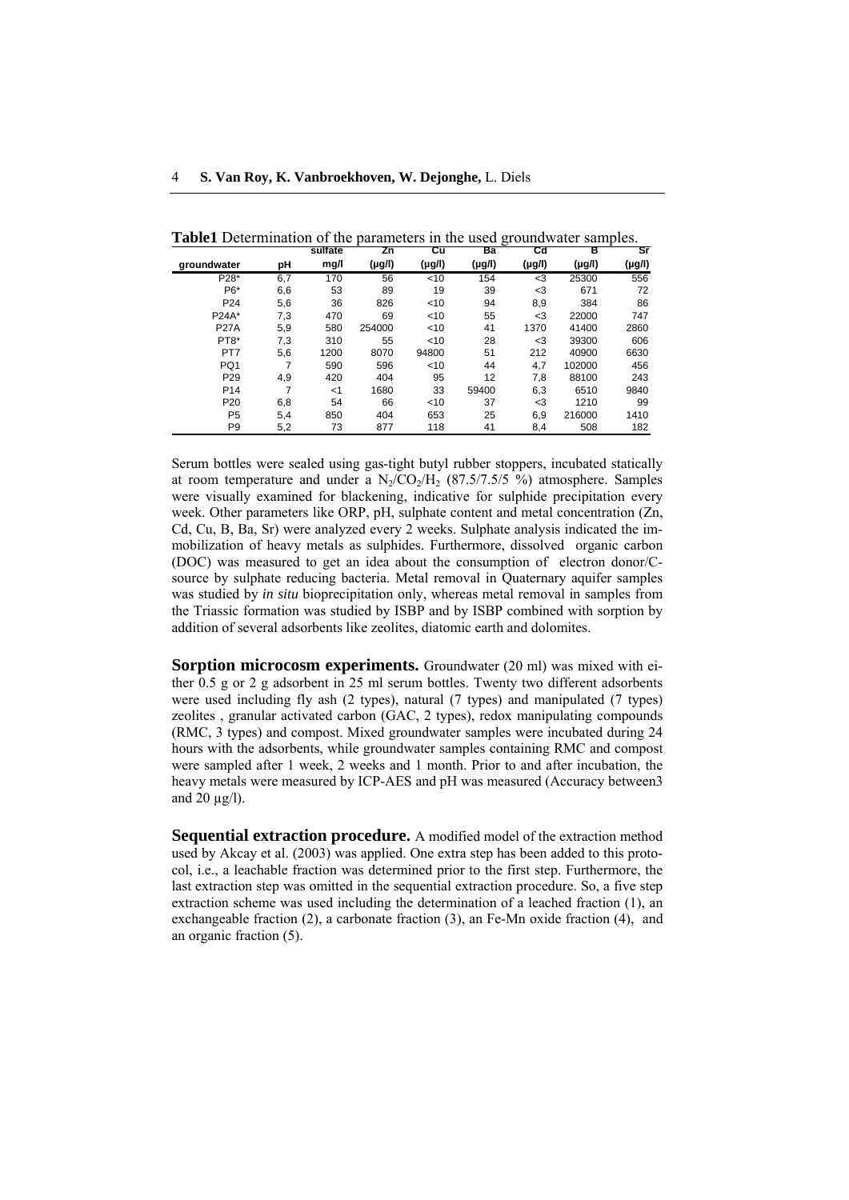**Table1** Determination of the parameters in the used groundwater samples.

| groundwater | pH | sulfate mg/l | Zn (µg/l) | Cu (µg/l) | Ba (µg/l) | Cd (µg/l) | B (µg/l) | Sr (µg/l) |
|---|---|---|---|---|---|---|---|---|
| P28* | 6,7 | 170 | 56 | <10 | 154 | <3 | 25300 | 556 |
| P6* | 6,6 | 53 | 89 | 19 | 39 | <3 | 671 | 72 |
| P24 | 5,6 | 36 | 826 | <10 | 94 | 8,9 | 384 | 86 |
| P24A* | 7,3 | 470 | 69 | <10 | 55 | <3 | 22000 | 747 |
| P27A | 5,9 | 580 | 254000 | <10 | 41 | 1370 | 41400 | 2860 |
| PT8* | 7,3 | 310 | 55 | <10 | 28 | <3 | 39300 | 606 |
| PT7 | 5,6 | 1200 | 8070 | 94800 | 51 | 212 | 40900 | 6630 |
| PQ1 | 7 | 590 | 596 | <10 | 44 | 4,7 | 102000 | 456 |
| P29 | 4,9 | 420 | 404 | 95 | 12 | 7,8 | 88100 | 243 |
| P14 | 7 | <1 | 1680 | 33 | 59400 | 6,3 | 6510 | 9840 |
| P20 | 6,8 | 54 | 66 | <10 | 37 | <3 | 1210 | 99 |
| P5 | 5,4 | 850 | 404 | 653 | 25 | 6,9 | 216000 | 1410 |
| P9 | 5,2 | 73 | 877 | 118 | 41 | 8,4 | 508 | 182 |

Serum bottles were sealed using gas-tight butyl rubber stoppers, incubated statically at room temperature and under a $N_2/CO_2/H_2$ (87.5/7.5/5 %) atmosphere. Samples were visually examined for blackening, indicative for sulphide precipitation every week. Other parameters like ORP, pH, sulphate content and metal concentration (Zn, Cd, Cu, B, Ba, Sr) were analyzed every 2 weeks. Sulphate analysis indicated the immobilization of heavy metals as sulphides. Furthermore, dissolved organic carbon (DOC) was measured to get an idea about the consumption of electron donor/C-source by sulphate reducing bacteria. Metal removal in Quaternary aquifer samples was studied by *in situ* bioprecipitation only, whereas metal removal in samples from the Triassic formation was studied by ISBP and by ISBP combined with sorption by addition of several adsorbents like zeolites, diatomic earth and dolomites.

**Sorption microcosm experiments.** Groundwater (20 ml) was mixed with either 0.5 g or 2 g adsorbent in 25 ml serum bottles. Twenty two different adsorbents were used including fly ash (2 types), natural (7 types) and manipulated (7 types) zeolites , granular activated carbon (GAC, 2 types), redox manipulating compounds (RMC, 3 types) and compost. Mixed groundwater samples were incubated during 24 hours with the adsorbents, while groundwater samples containing RMC and compost were sampled after 1 week, 2 weeks and 1 month. Prior to and after incubation, the heavy metals were measured by ICP-AES and pH was measured (Accuracy between3 and 20 µg/l).

**Sequential extraction procedure.** A modified model of the extraction method used by Akcay et al. (2003) was applied. One extra step has been added to this protocol, i.e., a leachable fraction was determined prior to the first step. Furthermore, the last extraction step was omitted in the sequential extraction procedure. So, a five step extraction scheme was used including the determination of a leached fraction (1), an exchangeable fraction (2), a carbonate fraction (3), an Fe-Mn oxide fraction (4), and an organic fraction (5).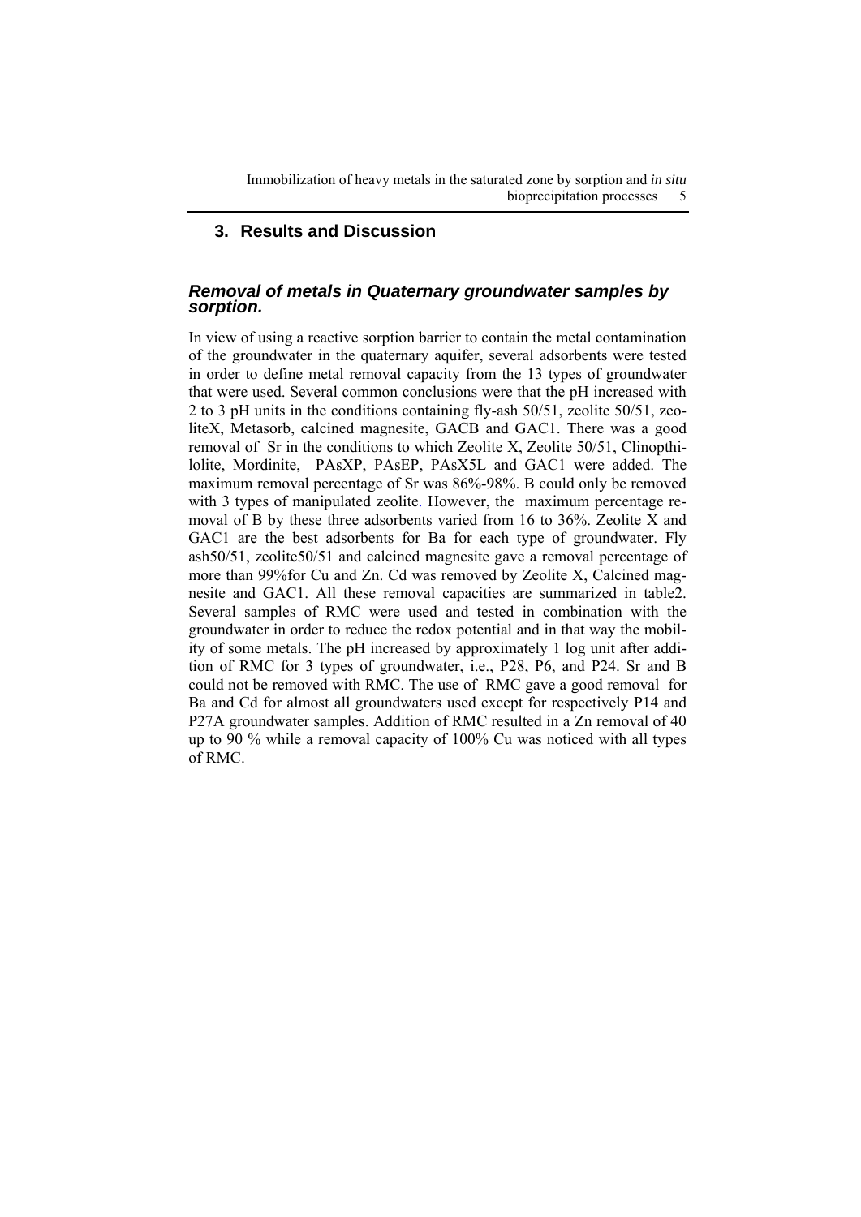## 3. Results and Discussion

### *Removal of metals in Quaternary groundwater samples by sorption.*

In view of using a reactive sorption barrier to contain the metal contamination of the groundwater in the quaternary aquifer, several adsorbents were tested in order to define metal removal capacity from the 13 types of groundwater that were used. Several common conclusions were that the pH increased with 2 to 3 pH units in the conditions containing fly-ash 50/51, zeolite 50/51, zeoliteX, Metasorb, calcined magnesite, GACB and GAC1. There was a good removal of Sr in the conditions to which Zeolite X, Zeolite 50/51, Clinopthilolite, Mordinite, PAsXP, PAsEP, PAsX5L and GAC1 were added. The maximum removal percentage of Sr was 86%-98%. B could only be removed with 3 types of manipulated zeolite. However, the maximum percentage removal of B by these three adsorbents varied from 16 to 36%. Zeolite X and GAC1 are the best adsorbents for Ba for each type of groundwater. Fly ash50/51, zeolite50/51 and calcined magnesite gave a removal percentage of more than 99%for Cu and Zn. Cd was removed by Zeolite X, Calcined magnesite and GAC1. All these removal capacities are summarized in table2. Several samples of RMC were used and tested in combination with the groundwater in order to reduce the redox potential and in that way the mobility of some metals. The pH increased by approximately 1 log unit after addition of RMC for 3 types of groundwater, i.e., P28, P6, and P24. Sr and B could not be removed with RMC. The use of RMC gave a good removal for Ba and Cd for almost all groundwaters used except for respectively P14 and P27A groundwater samples. Addition of RMC resulted in a Zn removal of 40 up to 90 % while a removal capacity of 100% Cu was noticed with all types of RMC.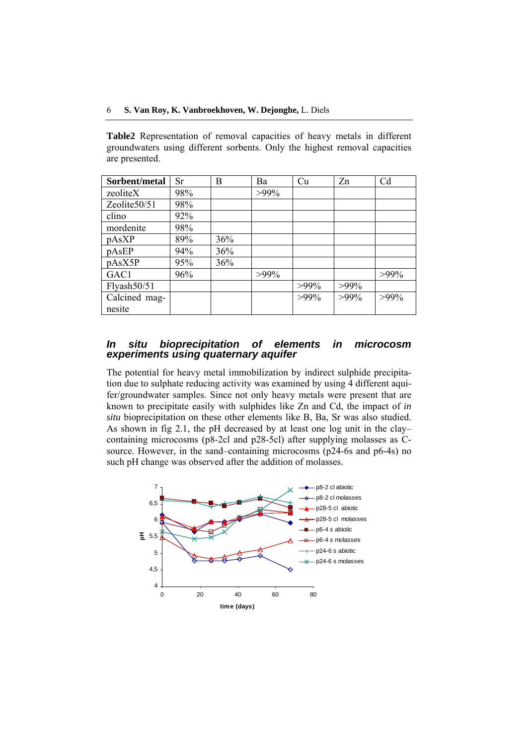**Table2** Representation of removal capacities of heavy metals in different groundwaters using different sorbents. Only the highest removal capacities are presented.

| Sorbent/metal | Sr | B | Ba | Cu | Zn | Cd |
|---|---|---|---|---|---|---|
| zeoliteX | 98% | | >99% | | | |
| Zeolite50/51 | 98% | | | | | |
| clino | 92% | | | | | |
| mordenite | 98% | | | | | |
| pAsXP | 89% | 36% | | | | |
| pAsEP | 94% | 36% | | | | |
| pAsX5P | 95% | 36% | | | | |
| GAC1 | 96% | | >99% | | | >99% |
| Flyash50/51 | | | | >99% | >99% | |
| Calcined magnesite | | | | >99% | >99% | >99% |

## *In situ* bioprecipitation of elements in microcosm experiments using quaternary aquifer

The potential for heavy metal immobilization by indirect sulphide precipitation due to sulphate reducing activity was examined by using 4 different aquifer/groundwater samples. Since not only heavy metals were present that are known to precipitate easily with sulphides like Zn and Cd, the impact of *in situ* bioprecipitation on these other elements like B, Ba, Sr was also studied. As shown in fig 2.1, the pH decreased by at least one log unit in the clay–containing microcosms (p8-2cl and p28-5cl) after supplying molasses as C-source. However, in the sand–containing microcosms (p24-6s and p6-4s) no such pH change was observed after the addition of molasses.

pH
7
6,5
6
5,5
5
4,5
4
0
20
40
60
80
time (days)
p8-2 cl abiotic
p8-2 cl molasses
p28-5 cl abiotic
p28-5 cl molasses
p6-4 s abiotic
p6-4 s molasses
p24-6 s abiotic
p24-6 s molasses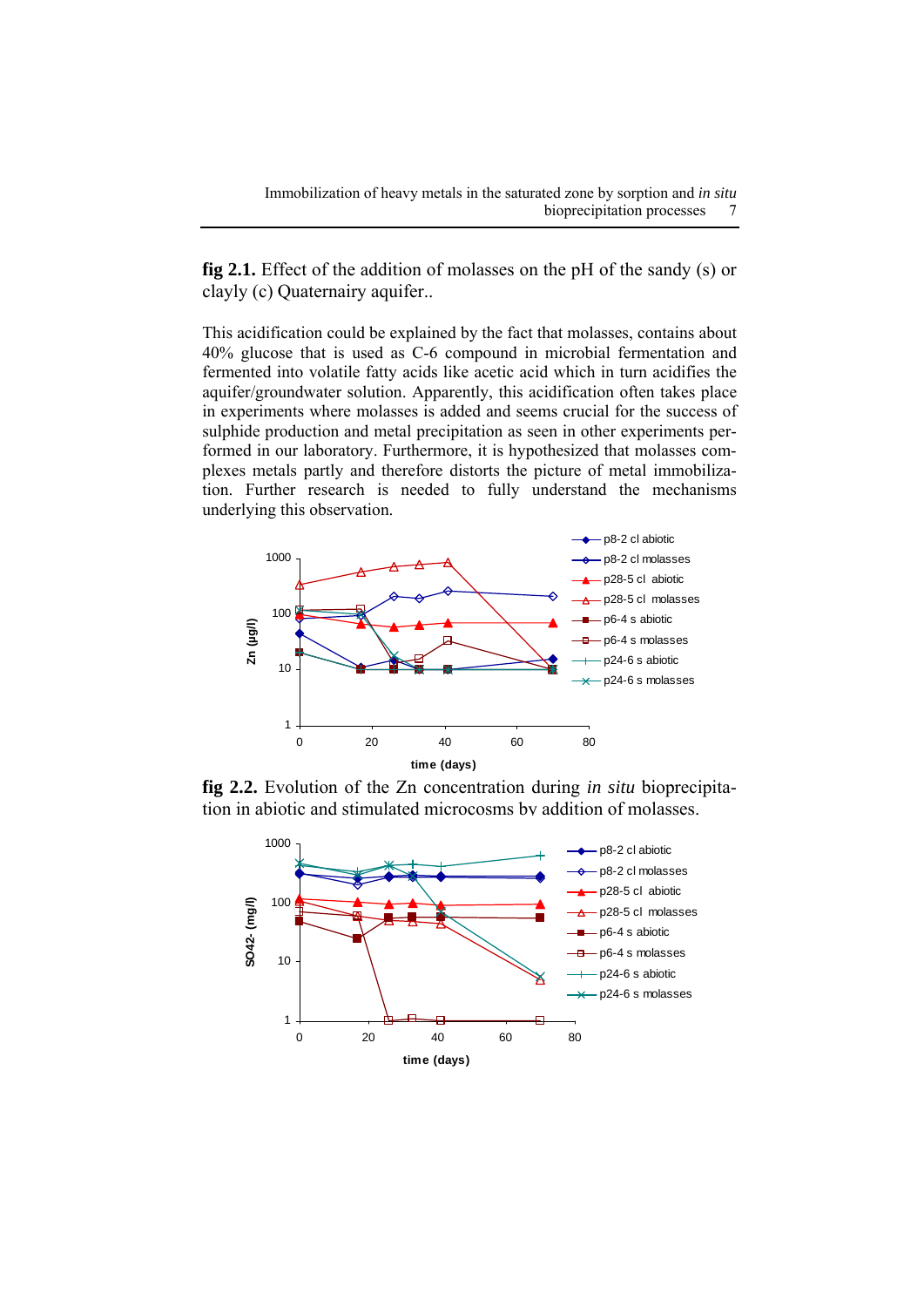**fig 2.1.** Effect of the addition of molasses on the pH of the sandy (s) or clayly (c) Quaternairy aquifer..

This acidification could be explained by the fact that molasses, contains about 40% glucose that is used as C-6 compound in microbial fermentation and fermented into volatile fatty acids like acetic acid which in turn acidifies the aquifer/groundwater solution. Apparently, this acidification often takes place in experiments where molasses is added and seems crucial for the success of sulphide production and metal precipitation as seen in other experiments performed in our laboratory. Furthermore, it is hypothesized that molasses complexes metals partly and therefore distorts the picture of metal immobilization. Further research is needed to fully understand the mechanisms underlying this observation.

Zn (µg/l)
1000
100
10
1
0
20
40
60
80
time (days)
p8-2 cl abiotic
p8-2 cl molasses
p28-5 cl abiotic
p28-5 cl molasses
p6-4 s abiotic
p6-4 s molasses
p24-6 s abiotic
p24-6 s molasses

**fig 2.2.** Evolution of the Zn concentration during *in situ* bioprecipitation in abiotic and stimulated microcosms by addition of molasses.

SO42- (mg/l)
1000
100
10
1
0
20
40
60
80
time (days)
p8-2 cl abiotic
p8-2 cl molasses
p28-5 cl abiotic
p28-5 cl molasses
p6-4 s abiotic
p6-4 s molasses
p24-6 s abiotic
p24-6 s molasses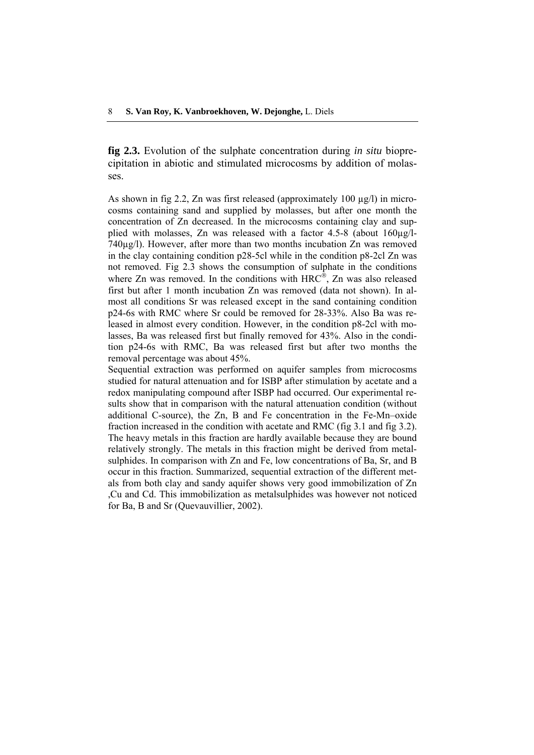**fig 2.3.** Evolution of the sulphate concentration during *in situ* bioprecipitation in abiotic and stimulated microcosms by addition of molasses.

As shown in fig 2.2, Zn was first released (approximately 100 µg/l) in microcosms containing sand and supplied by molasses, but after one month the concentration of Zn decreased. In the microcosms containing clay and supplied with molasses, Zn was released with a factor 4.5-8 (about 160µg/l-740µg/l). However, after more than two months incubation Zn was removed in the clay containing condition p28-5cl while in the condition p8-2cl Zn was not removed. Fig 2.3 shows the consumption of sulphate in the conditions where Zn was removed. In the conditions with HRC®, Zn was also released first but after 1 month incubation Zn was removed (data not shown). In almost all conditions Sr was released except in the sand containing condition p24-6s with RMC where Sr could be removed for 28-33%. Also Ba was released in almost every condition. However, in the condition p8-2cl with molasses, Ba was released first but finally removed for 43%. Also in the condition p24-6s with RMC, Ba was released first but after two months the removal percentage was about 45%.

Sequential extraction was performed on aquifer samples from microcosms studied for natural attenuation and for ISBP after stimulation by acetate and a redox manipulating compound after ISBP had occurred. Our experimental results show that in comparison with the natural attenuation condition (without additional C-source), the Zn, B and Fe concentration in the Fe-Mn–oxide fraction increased in the condition with acetate and RMC (fig 3.1 and fig 3.2). The heavy metals in this fraction are hardly available because they are bound relatively strongly. The metals in this fraction might be derived from metal-sulphides. In comparison with Zn and Fe, low concentrations of Ba, Sr, and B occur in this fraction. Summarized, sequential extraction of the different metals from both clay and sandy aquifer shows very good immobilization of Zn ,Cu and Cd. This immobilization as metalsulphides was however not noticed for Ba, B and Sr (Quevauvillier, 2002).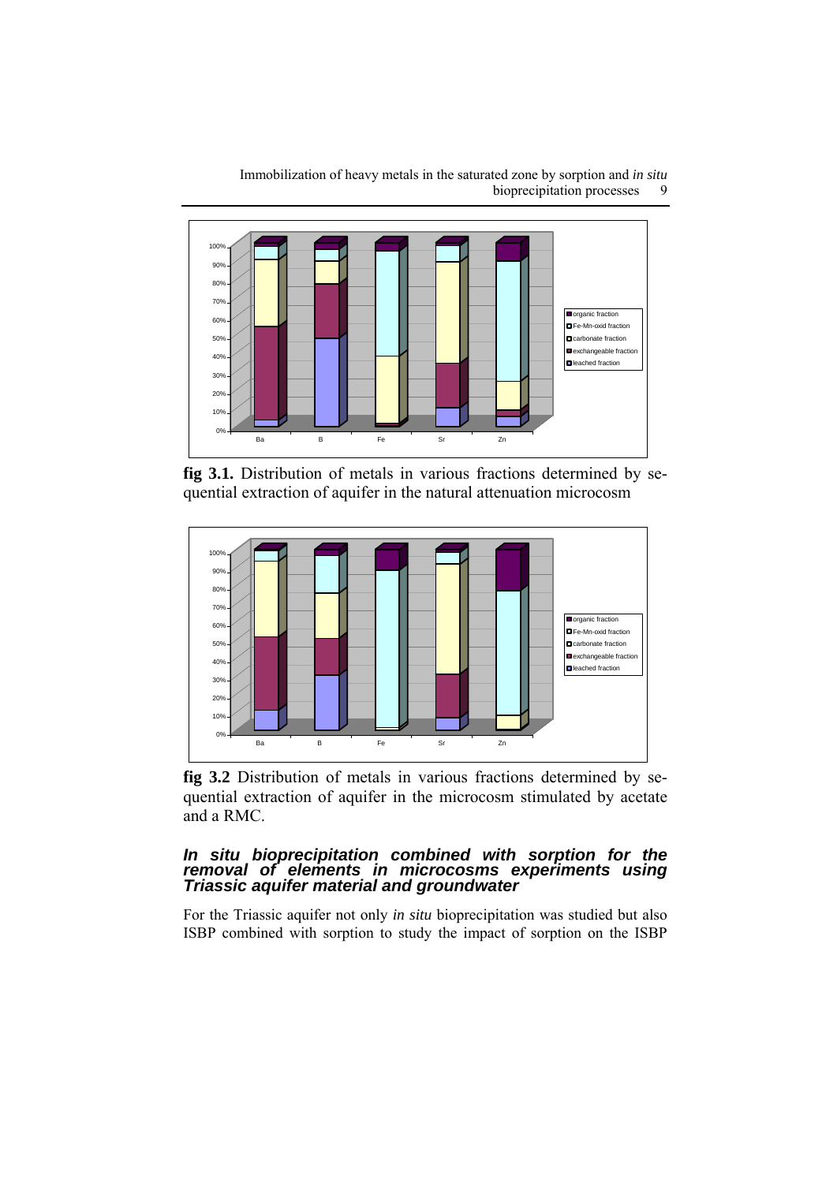100%
90%
80%
70%
60%
50%
40%
30%
20%
10%
0%

Ba B Fe Sr Zn

organic fraction
Fe-Mn-oxid fraction
carbonate fraction
exchangeable fraction
leached fraction

**fig 3.1.** Distribution of metals in various fractions determined by sequential extraction of aquifer in the natural attenuation microcosm

100%
90%
80%
70%
60%
50%
40%
30%
20%
10%
0%

Ba B Fe Sr Zn

organic fraction
Fe-Mn-oxid fraction
carbonate fraction
exchangeable fraction
leached fraction

**fig 3.2** Distribution of metals in various fractions determined by sequential extraction of aquifer in the microcosm stimulated by acetate and a RMC.

### *In situ* bioprecipitation combined with sorption for the removal of elements in microcosms experiments using Triassic aquifer material and groundwater

For the Triassic aquifer not only *in situ* bioprecipitation was studied but also ISBP combined with sorption to study the impact of sorption on the ISBP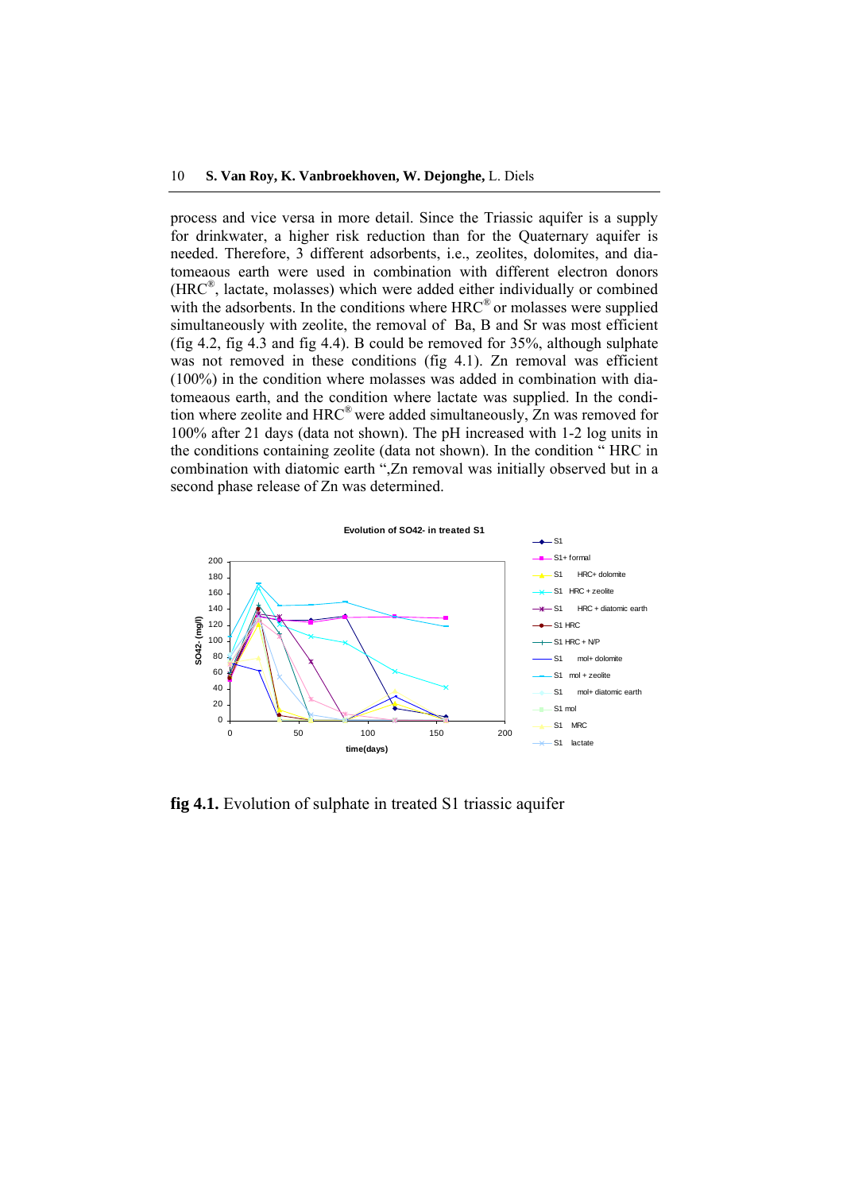process and vice versa in more detail. Since the Triassic aquifer is a supply for drinkwater, a higher risk reduction than for the Quaternary aquifer is needed. Therefore, 3 different adsorbents, i.e., zeolites, dolomites, and diatomeaous earth were used in combination with different electron donors (HRC®, lactate, molasses) which were added either individually or combined with the adsorbents. In the conditions where HRC® or molasses were supplied simultaneously with zeolite, the removal of Ba, B and Sr was most efficient (fig 4.2, fig 4.3 and fig 4.4). B could be removed for 35%, although sulphate was not removed in these conditions (fig 4.1). Zn removal was efficient (100%) in the condition where molasses was added in combination with diatomeaous earth, and the condition where lactate was supplied. In the condition where zeolite and HRC® were added simultaneously, Zn was removed for 100% after 21 days (data not shown). The pH increased with 1-2 log units in the conditions containing zeolite (data not shown). In the condition " HRC in combination with diatomic earth ",Zn removal was initially observed but in a second phase release of Zn was determined.

Evolution of SO42- in treated S1

SO42- (mg/l)

200
180
160
140
120
100
80
60
40
20
0

0 50 100 150 200

time(days)

S1
S1+ formal
S1 HRC+ dolomite
S1 HRC + zeolite
S1 HRC + diatomic earth
S1 HRC
S1 HRC + N/P
S1 mol+ dolomite
S1 mol + zeolite
S1 mol+ diatomic earth
S1 mol
S1 MRC
S1 lactate

**fig 4.1.** Evolution of sulphate in treated S1 triassic aquifer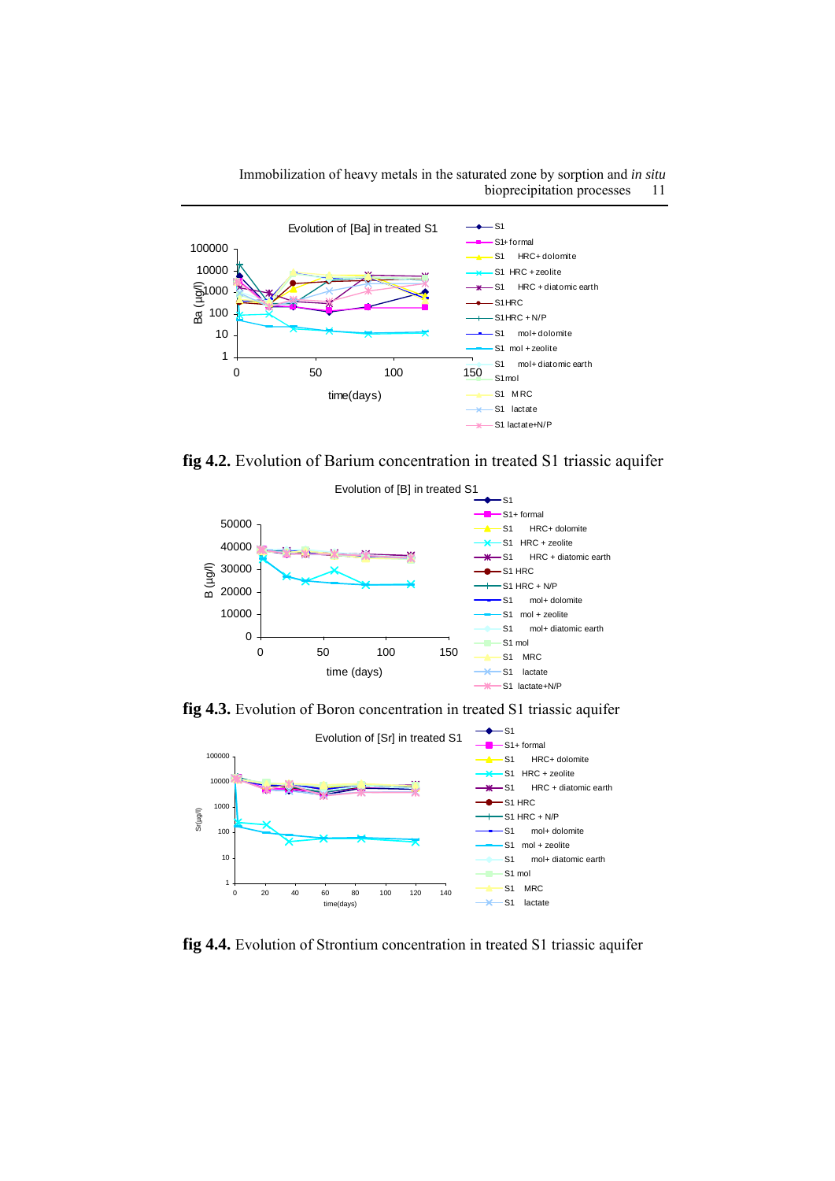Evolution of [Ba] in treated S1

100000
10000
1000
100
10
1

Ba (µg/l)

0
50
100
150

time(days)

S1
S1+formal
S1 HRC+dolomite
S1 HRC+zeolite
S1 HRC+diatomic earth
S1HRC
S1HRC+N/P
S1 mol+dolomite
S1 mol+zeolite
S1 mol+diatomic earth
S1mol
S1 MRC
S1 lactate
S1 lactate+N/P

**fig 4.2.** Evolution of Barium concentration in treated S1 triassic aquifer

Evolution of [B] in treated S1

50000
40000
30000
20000
10000
0

B (µg/l)

0
50
100
150

time (days)

S1
S1+ formal
S1 HRC+ dolomite
S1 HRC + zeolite
S1 HRC + diatomic earth
S1 HRC
S1 HRC + N/P
S1 mol+ dolomite
S1 mol + zeolite
S1 mol+ diatomic earth
S1 mol
S1 MRC
S1 lactate
S1 lactate+N/P

**fig 4.3.** Evolution of Boron concentration in treated S1 triassic aquifer

Evolution of [Sr] in treated S1

100000
10000
1000
100
10
1

Sr(µg/l)

0
20
40
60
80
100
120
140

time(days)

S1
S1+ formal
S1 HRC+ dolomite
S1 HRC + zeolite
S1 HRC + diatomic earth
S1 HRC
S1 HRC + N/P
S1 mol+ dolomite
S1 mol + zeolite
S1 mol+ diatomic earth
S1 mol
S1 MRC
S1 lactate

**fig 4.4.** Evolution of Strontium concentration in treated S1 triassic aquifer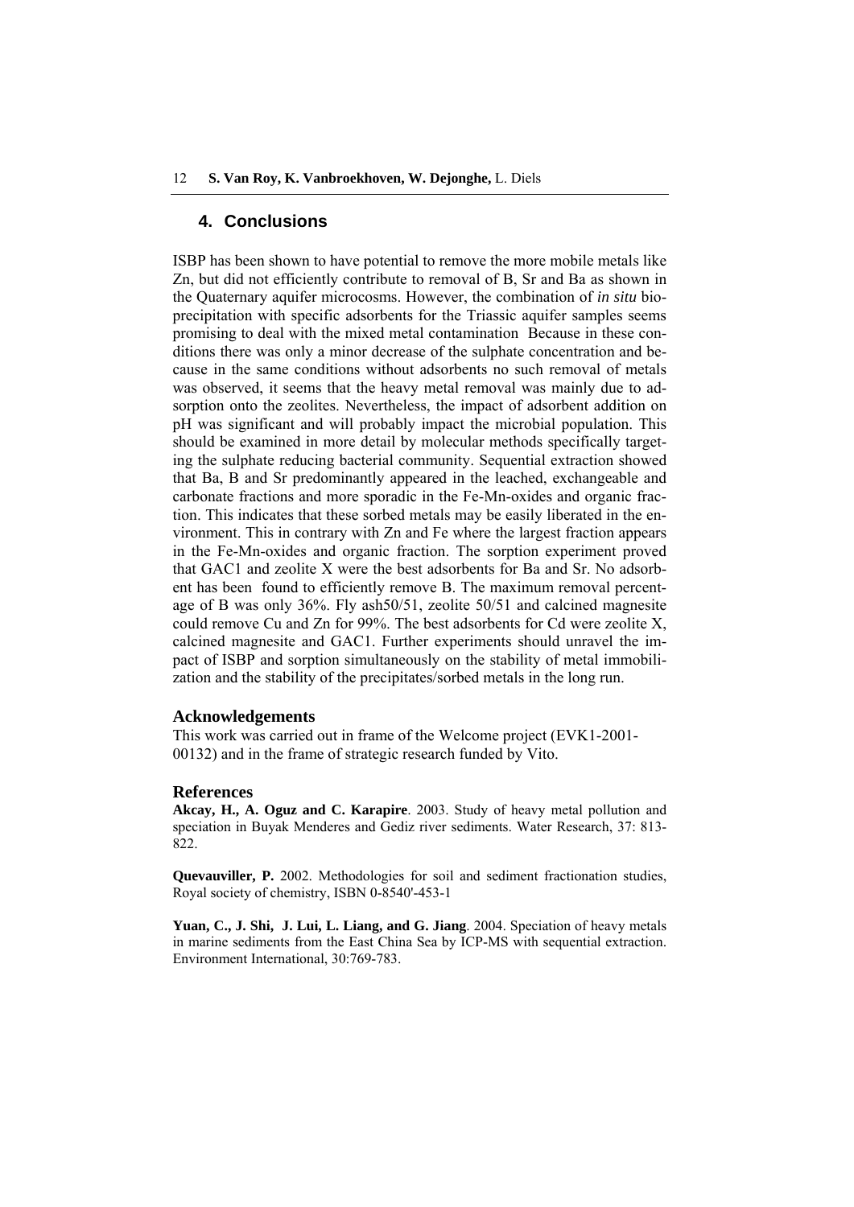## 4. Conclusions

ISBP has been shown to have potential to remove the more mobile metals like Zn, but did not efficiently contribute to removal of B, Sr and Ba as shown in the Quaternary aquifer microcosms. However, the combination of *in situ* bio-precipitation with specific adsorbents for the Triassic aquifer samples seems promising to deal with the mixed metal contamination Because in these conditions there was only a minor decrease of the sulphate concentration and because in the same conditions without adsorbents no such removal of metals was observed, it seems that the heavy metal removal was mainly due to adsorption onto the zeolites. Nevertheless, the impact of adsorbent addition on pH was significant and will probably impact the microbial population. This should be examined in more detail by molecular methods specifically targeting the sulphate reducing bacterial community. Sequential extraction showed that Ba, B and Sr predominantly appeared in the leached, exchangeable and carbonate fractions and more sporadic in the Fe-Mn-oxides and organic fraction. This indicates that these sorbed metals may be easily liberated in the environment. This in contrary with Zn and Fe where the largest fraction appears in the Fe-Mn-oxides and organic fraction. The sorption experiment proved that GAC1 and zeolite X were the best adsorbents for Ba and Sr. No adsorbent has been found to efficiently remove B. The maximum removal percentage of B was only 36%. Fly ash50/51, zeolite 50/51 and calcined magnesite could remove Cu and Zn for 99%. The best adsorbents for Cd were zeolite X, calcined magnesite and GAC1. Further experiments should unravel the impact of ISBP and sorption simultaneously on the stability of metal immobilization and the stability of the precipitates/sorbed metals in the long run.

### Acknowledgements

This work was carried out in frame of the Welcome project (EVK1-2001-00132) and in the frame of strategic research funded by Vito.

### References

**Akcay, H., A. Oguz and C. Karapire**. 2003. Study of heavy metal pollution and speciation in Buyak Menderes and Gediz river sediments. Water Research, 37: 813-822.

**Quevauviller, P.** 2002. Methodologies for soil and sediment fractionation studies, Royal society of chemistry, ISBN 0-8540'-453-1

**Yuan, C., J. Shi, J. Lui, L. Liang, and G. Jiang**. 2004. Speciation of heavy metals in marine sediments from the East China Sea by ICP-MS with sequential extraction. Environment International, 30:769-783.